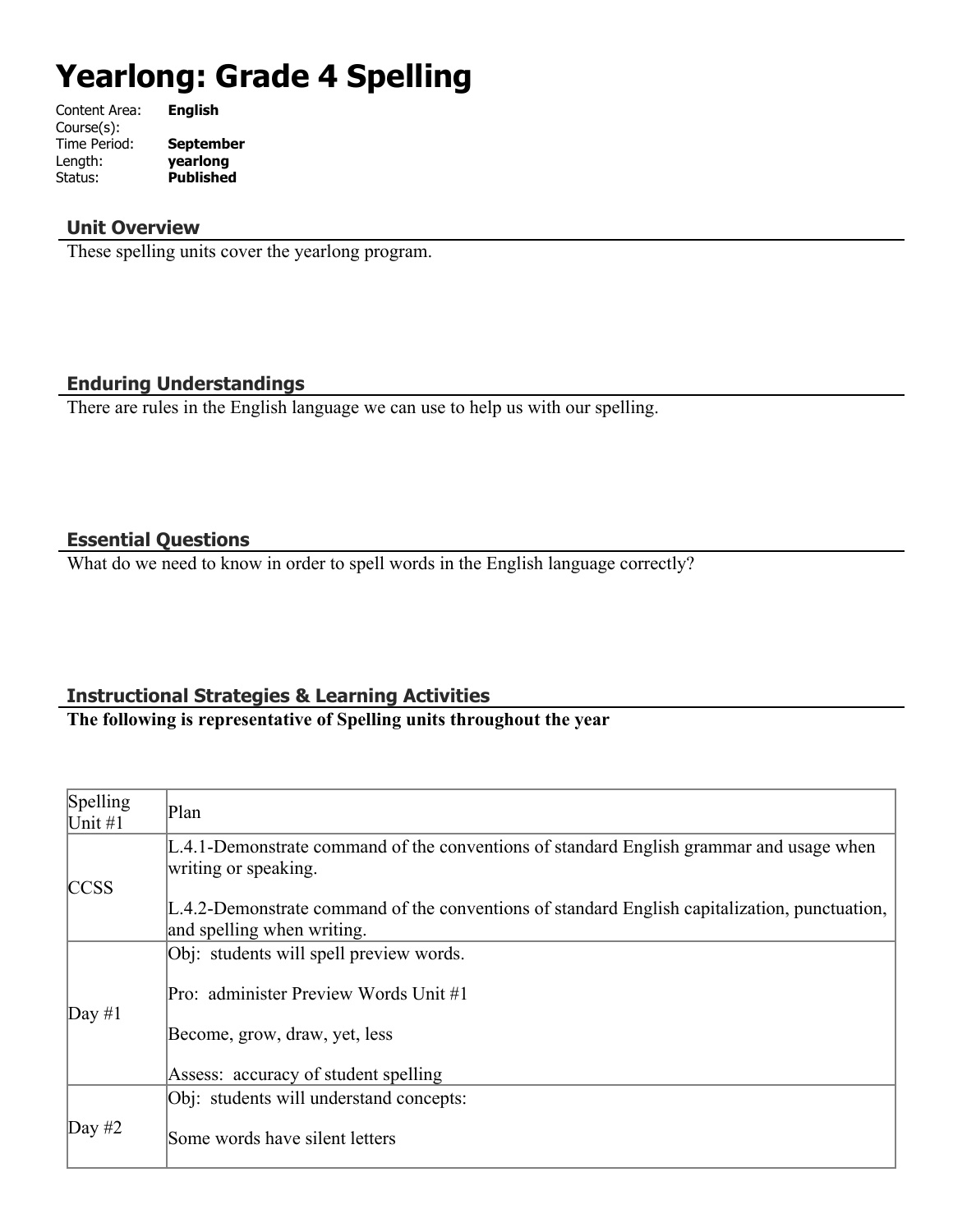# Yearlong: Grade 4 Spelling

Content Area: **English**
Course(s):
Time Period: **September**
Length: **yearlong**
Status: **Published**

## Unit Overview

These spelling units cover the yearlong program.

## Enduring Understandings

There are rules in the English language we can use to help us with our spelling.

## Essential Questions

What do we need to know in order to spell words in the English language correctly?

## Instructional Strategies & Learning Activities

**The following is representative of Spelling units throughout the year**

| Spelling Unit #1 | Plan |
|---|---|
| CCSS | L.4.1-Demonstrate command of the conventions of standard English grammar and usage when writing or speaking.<br><br>L.4.2-Demonstrate command of the conventions of standard English capitalization, punctuation, and spelling when writing. |
| Day #1 | Obj: students will spell preview words.<br><br>Pro: administer Preview Words Unit #1<br><br>Become, grow, draw, yet, less<br><br>Assess: accuracy of student spelling |
| Day #2 | Obj: students will understand concepts:<br><br>Some words have silent letters |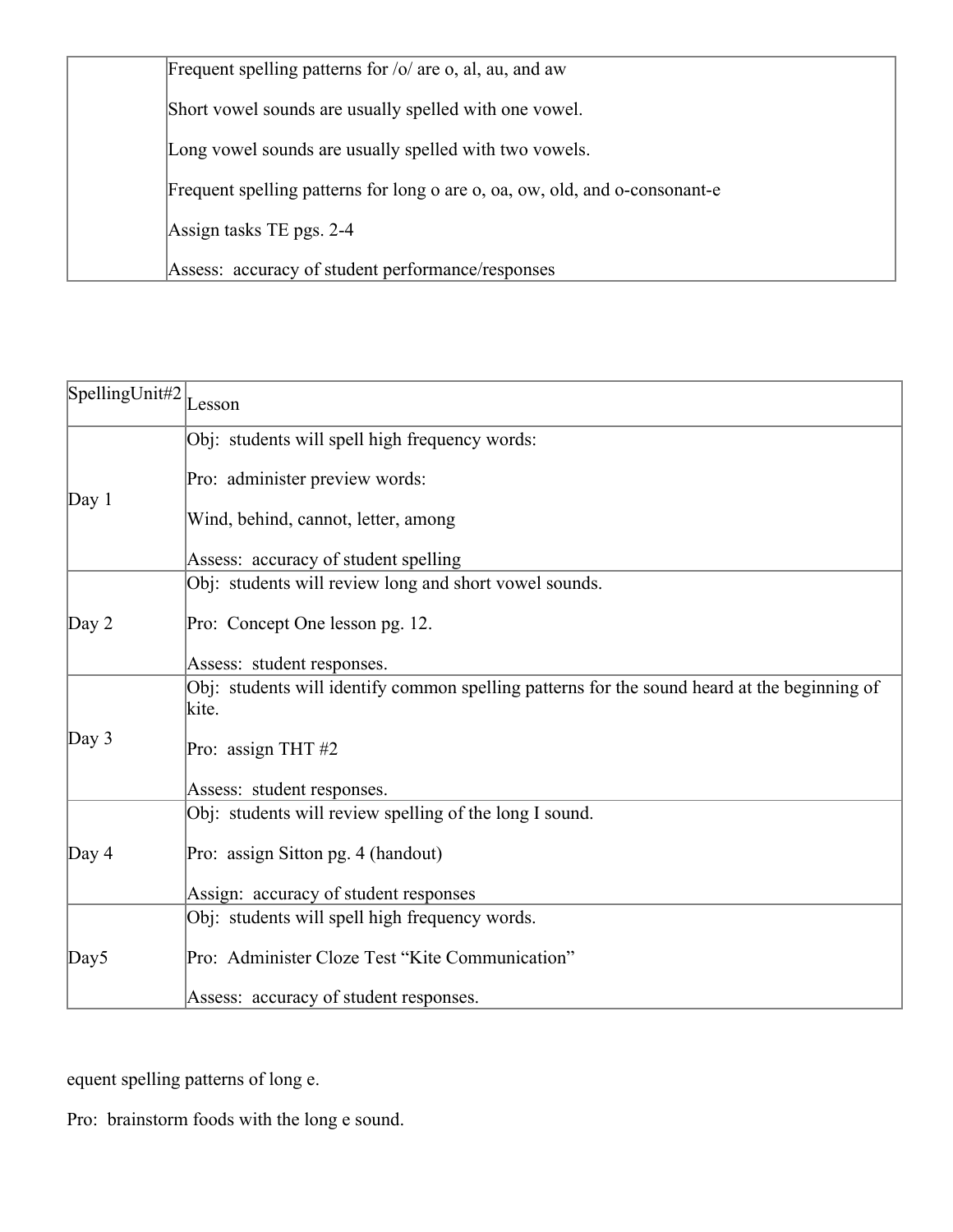|  | Frequent spelling patterns for /o/ are o, al, au, and aw<br><br>Short vowel sounds are usually spelled with one vowel.<br><br>Long vowel sounds are usually spelled with two vowels.<br><br>Frequent spelling patterns for long o are o, oa, ow, old, and o-consonant-e<br><br>Assign tasks TE pgs. 2-4<br><br>Assess: accuracy of student performance/responses |
|---|---|

| SpellingUnit#2 | Lesson |
|---|---|
| Day 1 | Obj: students will spell high frequency words:<br><br>Pro: administer preview words:<br><br>Wind, behind, cannot, letter, among<br><br>Assess: accuracy of student spelling |
| Day 2 | Obj: students will review long and short vowel sounds.<br><br>Pro: Concept One lesson pg. 12.<br><br>Assess: student responses. |
| Day 3 | Obj: students will identify common spelling patterns for the sound heard at the beginning of kite.<br><br>Pro: assign THT #2<br><br>Assess: student responses. |
| Day 4 | Obj: students will review spelling of the long I sound.<br><br>Pro: assign Sitton pg. 4 (handout)<br><br>Assign: accuracy of student responses |
| Day5 | Obj: students will spell high frequency words.<br><br>Pro: Administer Cloze Test "Kite Communication"<br><br>Assess: accuracy of student responses. |

equent spelling patterns of long e.

Pro: brainstorm foods with the long e sound.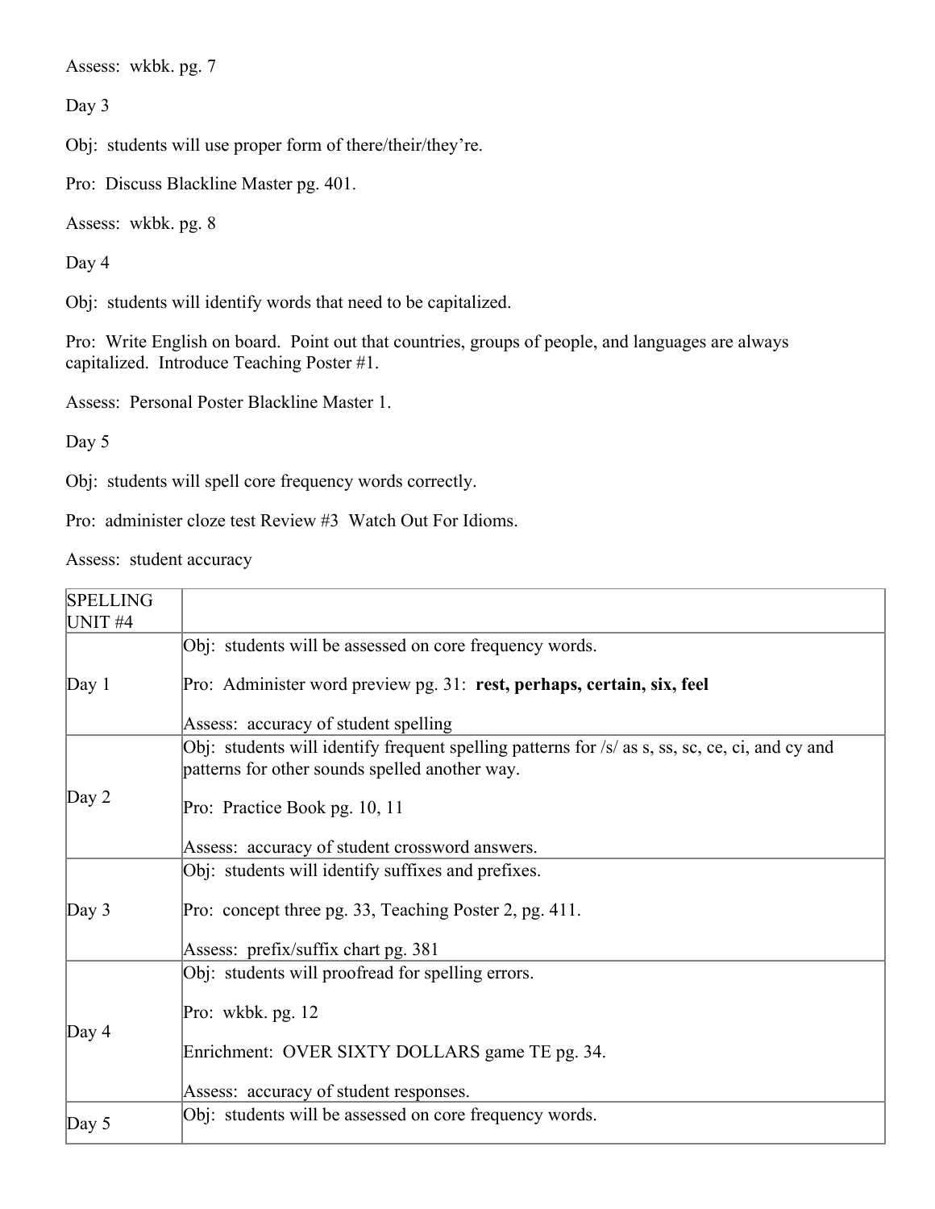Assess:  wkbk. pg. 7

Day 3

Obj:  students will use proper form of there/their/they're.

Pro:  Discuss Blackline Master pg. 401.

Assess:  wkbk. pg. 8

Day 4

Obj:  students will identify words that need to be capitalized.

Pro:  Write English on board.  Point out that countries, groups of people, and languages are always capitalized.  Introduce Teaching Poster #1.

Assess:  Personal Poster Blackline Master 1.

Day 5

Obj:  students will spell core frequency words correctly.

Pro:  administer cloze test Review #3  Watch Out For Idioms.

Assess:  student accuracy

| SPELLING UNIT #4 | |
|---|---|
| Day 1 | Obj:  students will be assessed on core frequency words.<br><br>Pro:  Administer word preview pg. 31:  **rest, perhaps, certain, six, feel**<br><br>Assess:  accuracy of student spelling |
| Day 2 | Obj:  students will identify frequent spelling patterns for /s/ as s, ss, sc, ce, ci, and cy and patterns for other sounds spelled another way.<br><br>Pro:  Practice Book pg. 10, 11<br><br>Assess:  accuracy of student crossword answers. |
| Day 3 | Obj:  students will identify suffixes and prefixes.<br><br>Pro:  concept three pg. 33, Teaching Poster 2, pg. 411.<br><br>Assess:  prefix/suffix chart pg. 381 |
| Day 4 | Obj:  students will proofread for spelling errors.<br><br>Pro:  wkbk. pg. 12<br><br>Enrichment:  OVER SIXTY DOLLARS game TE pg. 34.<br><br>Assess:  accuracy of student responses. |
| Day 5 | Obj:  students will be assessed on core frequency words. |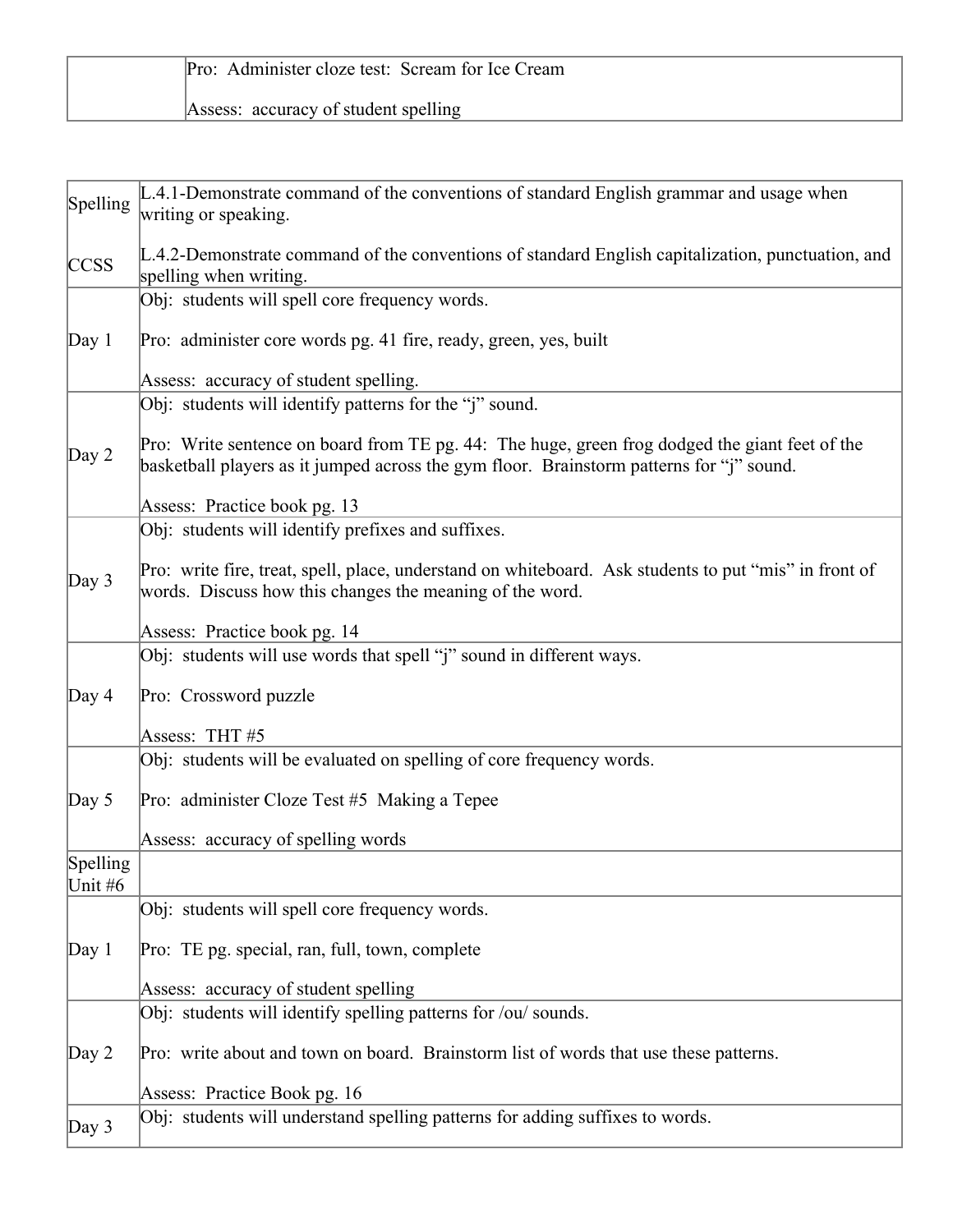|  |  |
| --- | --- |
|  | Pro: Administer cloze test: Scream for Ice Cream<br><br>Assess: accuracy of student spelling |

| Spelling<br><br>CCSS | L.4.1-Demonstrate command of the conventions of standard English grammar and usage when writing or speaking.<br><br>L.4.2-Demonstrate command of the conventions of standard English capitalization, punctuation, and spelling when writing. |
| --- | --- |
| Day 1 | Obj: students will spell core frequency words.<br><br>Pro: administer core words pg. 41 fire, ready, green, yes, built<br><br>Assess: accuracy of student spelling. |
| Day 2 | Obj: students will identify patterns for the "j" sound.<br><br>Pro: Write sentence on board from TE pg. 44: The huge, green frog dodged the giant feet of the basketball players as it jumped across the gym floor. Brainstorm patterns for "j" sound.<br><br>Assess: Practice book pg. 13 |
| Day 3 | Obj: students will identify prefixes and suffixes.<br><br>Pro: write fire, treat, spell, place, understand on whiteboard. Ask students to put "mis" in front of words. Discuss how this changes the meaning of the word.<br><br>Assess: Practice book pg. 14 |
| Day 4 | Obj: students will use words that spell "j" sound in different ways.<br><br>Pro: Crossword puzzle<br><br>Assess: THT #5 |
| Day 5 | Obj: students will be evaluated on spelling of core frequency words.<br><br>Pro: administer Cloze Test #5 Making a Tepee<br><br>Assess: accuracy of spelling words |
| Spelling Unit #6 |  |
| Day 1 | Obj: students will spell core frequency words.<br><br>Pro: TE pg. special, ran, full, town, complete<br><br>Assess: accuracy of student spelling |
| Day 2 | Obj: students will identify spelling patterns for /ou/ sounds.<br><br>Pro: write about and town on board. Brainstorm list of words that use these patterns.<br><br>Assess: Practice Book pg. 16 |
| Day 3 | Obj: students will understand spelling patterns for adding suffixes to words. |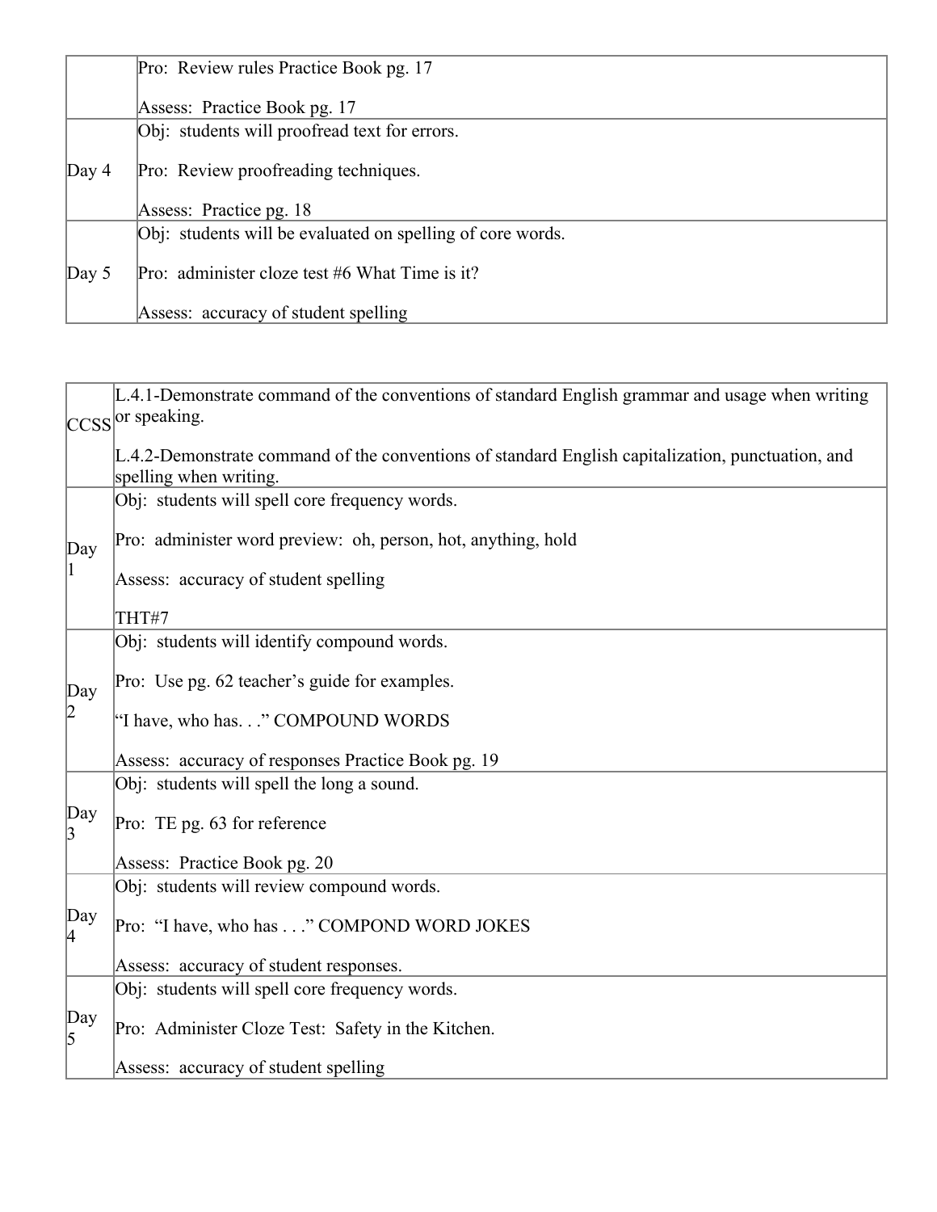| | |
|---|---|
| | Pro: Review rules Practice Book pg. 17<br><br>Assess: Practice Book pg. 17 |
| Day 4 | Obj: students will proofread text for errors.<br><br>Pro: Review proofreading techniques.<br><br>Assess: Practice pg. 18 |
| Day 5 | Obj: students will be evaluated on spelling of core words.<br><br>Pro: administer cloze test #6 What Time is it?<br><br>Assess: accuracy of student spelling |

| | |
|---|---|
| CCSS | L.4.1-Demonstrate command of the conventions of standard English grammar and usage when writing or speaking.<br><br>L.4.2-Demonstrate command of the conventions of standard English capitalization, punctuation, and spelling when writing. |
| Day 1 | Obj: students will spell core frequency words.<br><br>Pro: administer word preview: oh, person, hot, anything, hold<br><br>Assess: accuracy of student spelling<br><br>THT#7 |
| Day 2 | Obj: students will identify compound words.<br><br>Pro: Use pg. 62 teacher's guide for examples.<br><br>"I have, who has. . ." COMPOUND WORDS<br><br>Assess: accuracy of responses Practice Book pg. 19 |
| Day 3 | Obj: students will spell the long a sound.<br><br>Pro: TE pg. 63 for reference<br><br>Assess: Practice Book pg. 20 |
| Day 4 | Obj: students will review compound words.<br><br>Pro: "I have, who has . . ." COMPOND WORD JOKES<br><br>Assess: accuracy of student responses. |
| Day 5 | Obj: students will spell core frequency words.<br><br>Pro: Administer Cloze Test: Safety in the Kitchen.<br><br>Assess: accuracy of student spelling |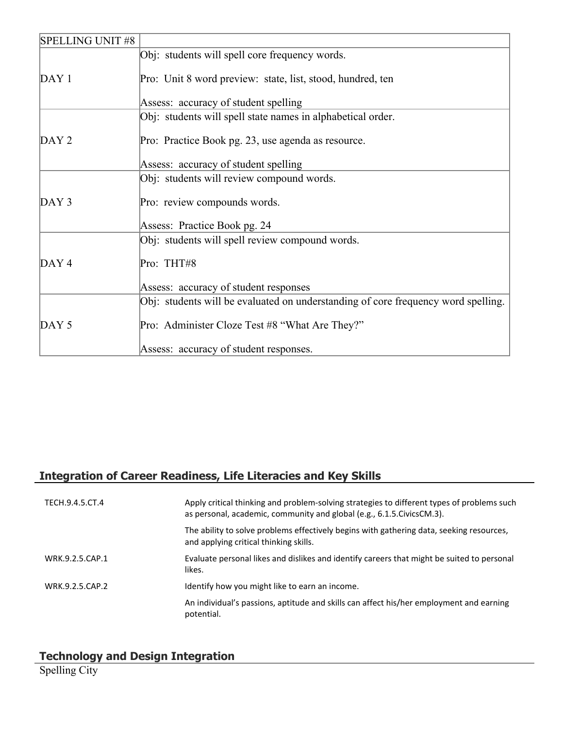| SPELLING UNIT #8 | |
|---|---|
| DAY 1 | Obj: students will spell core frequency words.<br><br>Pro: Unit 8 word preview: state, list, stood, hundred, ten<br><br>Assess: accuracy of student spelling |
| DAY 2 | Obj: students will spell state names in alphabetical order.<br><br>Pro: Practice Book pg. 23, use agenda as resource.<br><br>Assess: accuracy of student spelling |
| DAY 3 | Obj: students will review compound words.<br><br>Pro: review compounds words.<br><br>Assess: Practice Book pg. 24 |
| DAY 4 | Obj: students will spell review compound words.<br><br>Pro: THT#8<br><br>Assess: accuracy of student responses |
| DAY 5 | Obj: students will be evaluated on understanding of core frequency word spelling.<br><br>Pro: Administer Cloze Test #8 "What Are They?"<br><br>Assess: accuracy of student responses. |

## Integration of Career Readiness, Life Literacies and Key Skills

| | |
|---|---|
| TECH.9.4.5.CT.4 | Apply critical thinking and problem-solving strategies to different types of problems such as personal, academic, community and global (e.g., 6.1.5.CivicsCM.3). |
| | The ability to solve problems effectively begins with gathering data, seeking resources, and applying critical thinking skills. |
| WRK.9.2.5.CAP.1 | Evaluate personal likes and dislikes and identify careers that might be suited to personal likes. |
| WRK.9.2.5.CAP.2 | Identify how you might like to earn an income. |
| | An individual's passions, aptitude and skills can affect his/her employment and earning potential. |

## Technology and Design Integration

Spelling City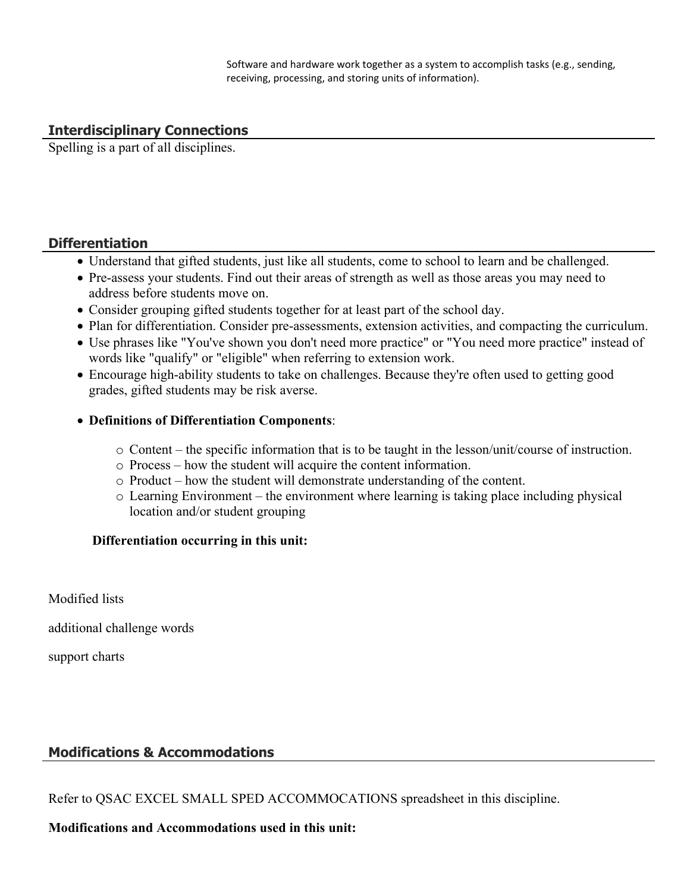Software and hardware work together as a system to accomplish tasks (e.g., sending, receiving, processing, and storing units of information).

## Interdisciplinary Connections

Spelling is a part of all disciplines.

## Differentiation

- Understand that gifted students, just like all students, come to school to learn and be challenged.
- Pre-assess your students. Find out their areas of strength as well as those areas you may need to address before students move on.
- Consider grouping gifted students together for at least part of the school day.
- Plan for differentiation. Consider pre-assessments, extension activities, and compacting the curriculum.
- Use phrases like "You've shown you don't need more practice" or "You need more practice" instead of words like "qualify" or "eligible" when referring to extension work.
- Encourage high-ability students to take on challenges. Because they're often used to getting good grades, gifted students may be risk averse.

- **Definitions of Differentiation Components**:
    - Content – the specific information that is to be taught in the lesson/unit/course of instruction.
    - Process – how the student will acquire the content information.
    - Product – how the student will demonstrate understanding of the content.
    - Learning Environment – the environment where learning is taking place including physical location and/or student grouping

**Differentiation occurring in this unit:**

Modified lists

additional challenge words

support charts

## Modifications & Accommodations

Refer to QSAC EXCEL SMALL SPED ACCOMMOCATIONS spreadsheet in this discipline.

**Modifications and Accommodations used in this unit:**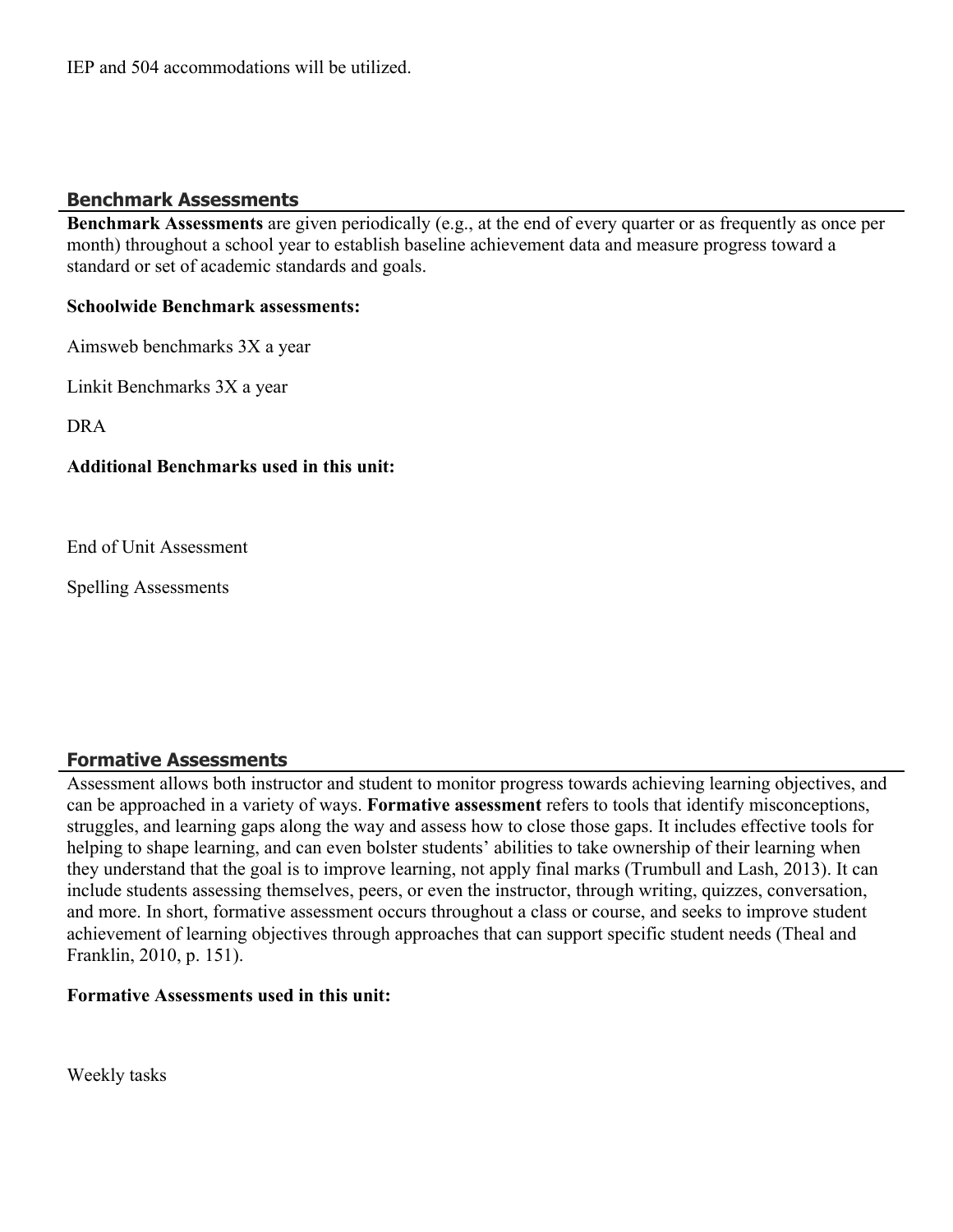IEP and 504 accommodations will be utilized.

## Benchmark Assessments

**Benchmark Assessments** are given periodically (e.g., at the end of every quarter or as frequently as once per month) throughout a school year to establish baseline achievement data and measure progress toward a standard or set of academic standards and goals.

**Schoolwide Benchmark assessments:**

Aimsweb benchmarks 3X a year

Linkit Benchmarks 3X a year

DRA

**Additional Benchmarks used in this unit:**

End of Unit Assessment

Spelling Assessments

## Formative Assessments

Assessment allows both instructor and student to monitor progress towards achieving learning objectives, and can be approached in a variety of ways. **Formative assessment** refers to tools that identify misconceptions, struggles, and learning gaps along the way and assess how to close those gaps. It includes effective tools for helping to shape learning, and can even bolster students' abilities to take ownership of their learning when they understand that the goal is to improve learning, not apply final marks (Trumbull and Lash, 2013). It can include students assessing themselves, peers, or even the instructor, through writing, quizzes, conversation, and more. In short, formative assessment occurs throughout a class or course, and seeks to improve student achievement of learning objectives through approaches that can support specific student needs (Theal and Franklin, 2010, p. 151).

**Formative Assessments used in this unit:**

Weekly tasks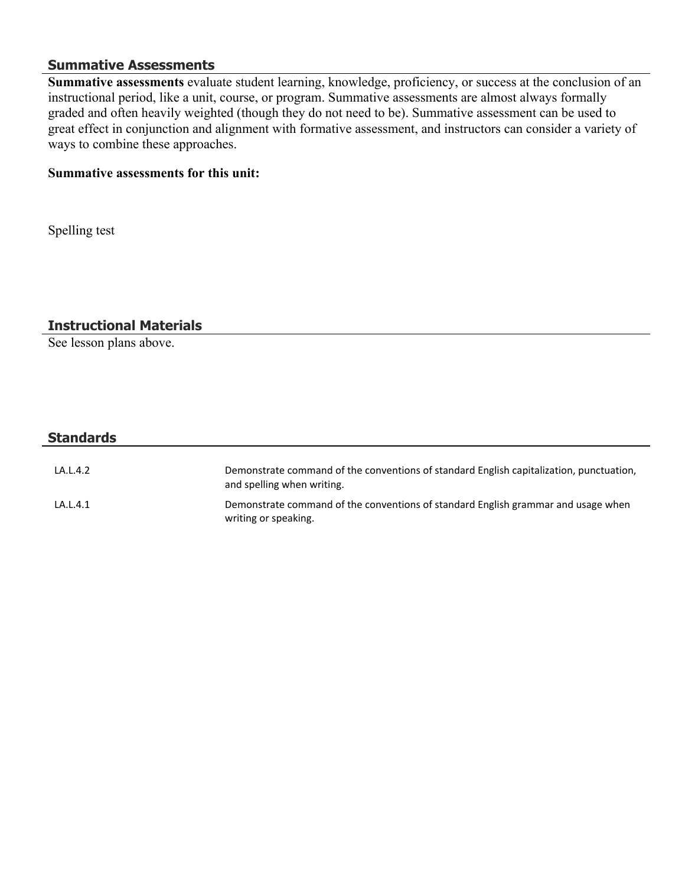## Summative Assessments

**Summative assessments** evaluate student learning, knowledge, proficiency, or success at the conclusion of an instructional period, like a unit, course, or program. Summative assessments are almost always formally graded and often heavily weighted (though they do not need to be). Summative assessment can be used to great effect in conjunction and alignment with formative assessment, and instructors can consider a variety of ways to combine these approaches.

**Summative assessments for this unit:**

Spelling test

## Instructional Materials

See lesson plans above.

## Standards

| | |
|---|---|
| LA.L.4.2 | Demonstrate command of the conventions of standard English capitalization, punctuation, and spelling when writing. |
| LA.L.4.1 | Demonstrate command of the conventions of standard English grammar and usage when writing or speaking. |